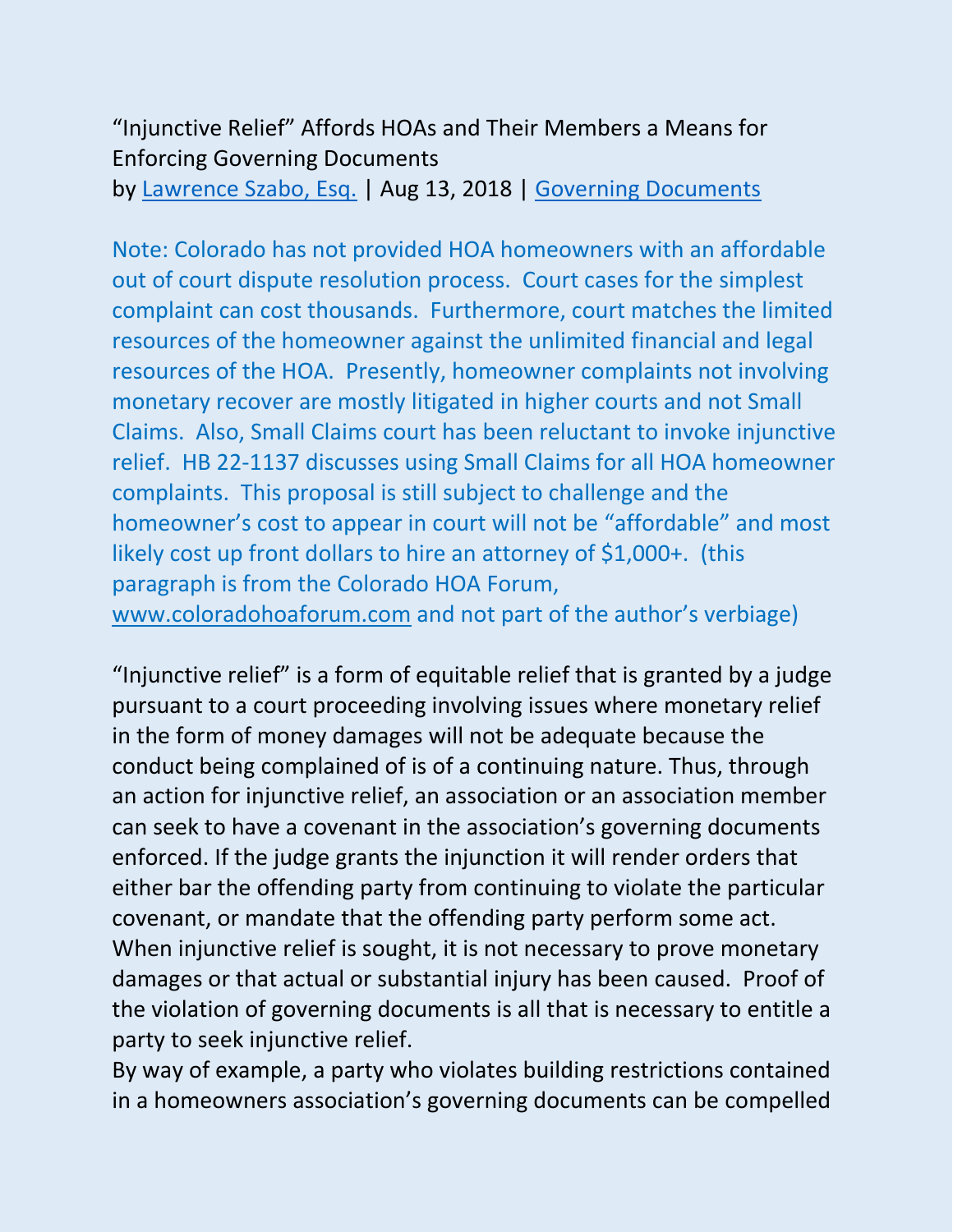“Injunctive Relief” Affords HOAs and Their Members a Means for Enforcing Governing Documents

by [Lawrence Szabo, Esq.](#) | Aug 13, 2018 | [Governing Documents](#)

Note: Colorado has not provided HOA homeowners with an affordable out of court dispute resolution process. Court cases for the simplest complaint can cost thousands. Furthermore, court matches the limited resources of the homeowner against the unlimited financial and legal resources of the HOA. Presently, homeowner complaints not involving monetary recover are mostly litigated in higher courts and not Small Claims. Also, Small Claims court has been reluctant to invoke injunctive relief. HB 22-1137 discusses using Small Claims for all HOA homeowner complaints. This proposal is still subject to challenge and the homeowner’s cost to appear in court will not be “affordable” and most likely cost up front dollars to hire an attorney of $1,000+. (this paragraph is from the Colorado HOA Forum, [www.coloradohoaforum.com](www.coloradohoaforum.com) and not part of the author’s verbiage)

“Injunctive relief” is a form of equitable relief that is granted by a judge pursuant to a court proceeding involving issues where monetary relief in the form of money damages will not be adequate because the conduct being complained of is of a continuing nature. Thus, through an action for injunctive relief, an association or an association member can seek to have a covenant in the association’s governing documents enforced. If the judge grants the injunction it will render orders that either bar the offending party from continuing to violate the particular covenant, or mandate that the offending party perform some act. When injunctive relief is sought, it is not necessary to prove monetary damages or that actual or substantial injury has been caused. Proof of the violation of governing documents is all that is necessary to entitle a party to seek injunctive relief.

By way of example, a party who violates building restrictions contained in a homeowners association’s governing documents can be compelled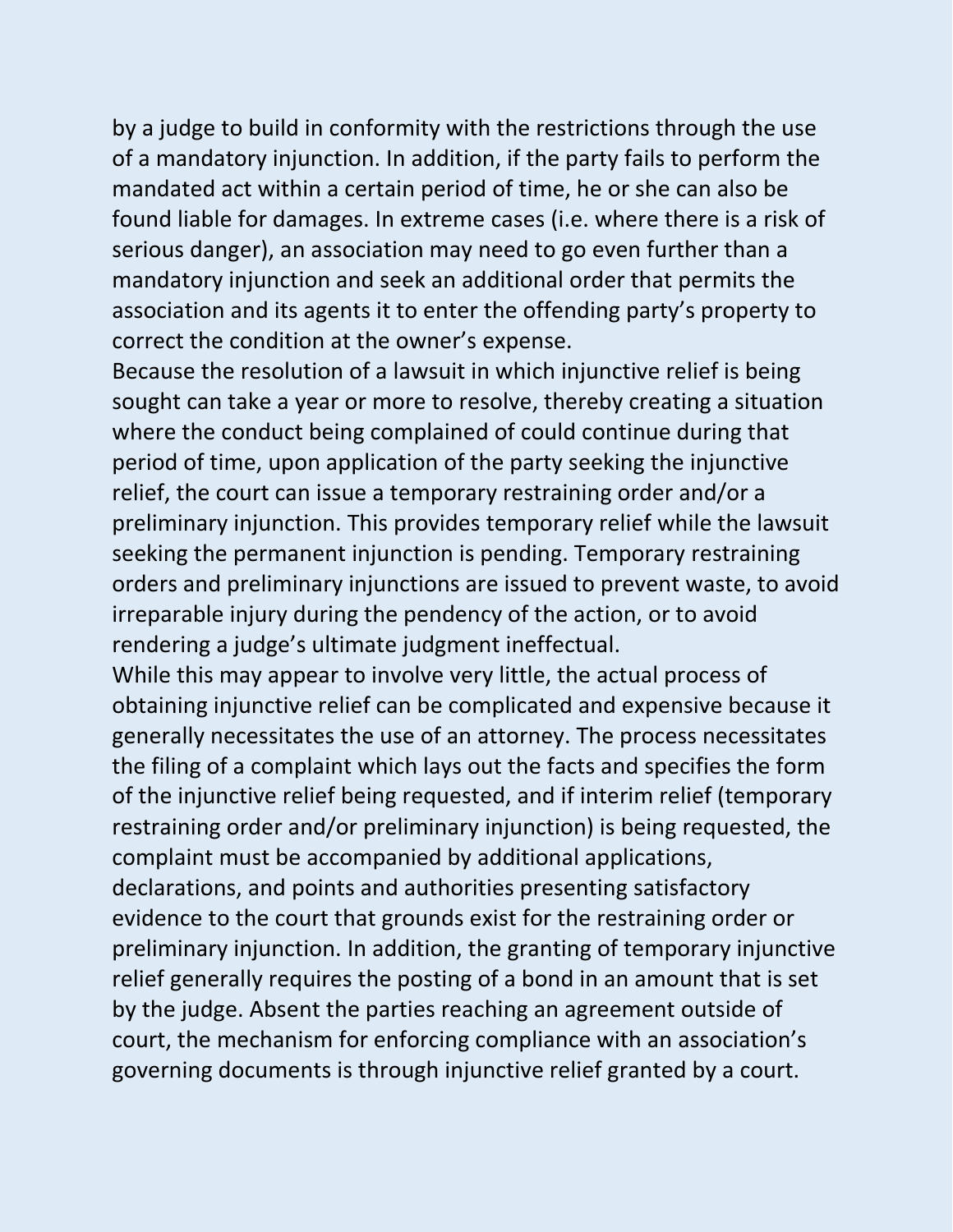by a judge to build in conformity with the restrictions through the use of a mandatory injunction. In addition, if the party fails to perform the mandated act within a certain period of time, he or she can also be found liable for damages. In extreme cases (i.e. where there is a risk of serious danger), an association may need to go even further than a mandatory injunction and seek an additional order that permits the association and its agents it to enter the offending party's property to correct the condition at the owner's expense.

Because the resolution of a lawsuit in which injunctive relief is being sought can take a year or more to resolve, thereby creating a situation where the conduct being complained of could continue during that period of time, upon application of the party seeking the injunctive relief, the court can issue a temporary restraining order and/or a preliminary injunction. This provides temporary relief while the lawsuit seeking the permanent injunction is pending. Temporary restraining orders and preliminary injunctions are issued to prevent waste, to avoid irreparable injury during the pendency of the action, or to avoid rendering a judge's ultimate judgment ineffectual.

While this may appear to involve very little, the actual process of obtaining injunctive relief can be complicated and expensive because it generally necessitates the use of an attorney. The process necessitates the filing of a complaint which lays out the facts and specifies the form of the injunctive relief being requested, and if interim relief (temporary restraining order and/or preliminary injunction) is being requested, the complaint must be accompanied by additional applications, declarations, and points and authorities presenting satisfactory evidence to the court that grounds exist for the restraining order or preliminary injunction. In addition, the granting of temporary injunctive relief generally requires the posting of a bond in an amount that is set by the judge. Absent the parties reaching an agreement outside of court, the mechanism for enforcing compliance with an association's governing documents is through injunctive relief granted by a court.